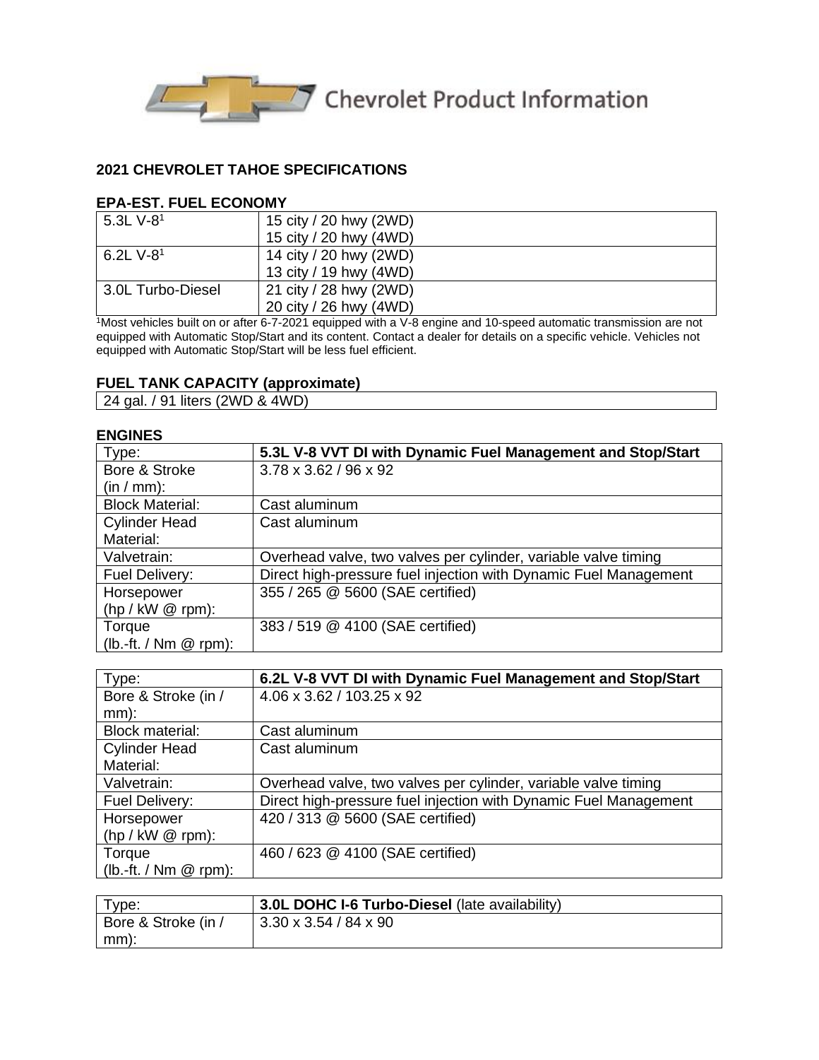Chevrolet Product Information

## 2021 CHEVROLET TAHOE SPECIFICATIONS

### EPA-EST. FUEL ECONOMY

| | |
|---|---|
| 5.3L V-8[1] | 15 city / 20 hwy (2WD)<br>15 city / 20 hwy (4WD) |
| 6.2L V-8[1] | 14 city / 20 hwy (2WD)<br>13 city / 19 hwy (4WD) |
| 3.0L Turbo-Diesel | 21 city / 28 hwy (2WD)<br>20 city / 26 hwy (4WD) |

[1]Most vehicles built on or after 6-7-2021 equipped with a V-8 engine and 10-speed automatic transmission are not equipped with Automatic Stop/Start and its content. Contact a dealer for details on a specific vehicle. Vehicles not equipped with Automatic Stop/Start will be less fuel efficient.

### FUEL TANK CAPACITY (approximate)

| |
|---|
| 24 gal. / 91 liters (2WD & 4WD) |

### ENGINES

| Type: | **5.3L V-8 VVT DI with Dynamic Fuel Management and Stop/Start** |
|---|---|
| Bore & Stroke (in / mm): | 3.78 x 3.62 / 96 x 92 |
| Block Material: | Cast aluminum |
| Cylinder Head Material: | Cast aluminum |
| Valvetrain: | Overhead valve, two valves per cylinder, variable valve timing |
| Fuel Delivery: | Direct high-pressure fuel injection with Dynamic Fuel Management |
| Horsepower (hp / kW @ rpm): | 355 / 265 @ 5600 (SAE certified) |
| Torque (lb.-ft. / Nm @ rpm): | 383 / 519 @ 4100 (SAE certified) |

| Type: | **6.2L V-8 VVT DI with Dynamic Fuel Management and Stop/Start** |
|---|---|
| Bore & Stroke (in / mm): | 4.06 x 3.62 / 103.25 x 92 |
| Block material: | Cast aluminum |
| Cylinder Head Material: | Cast aluminum |
| Valvetrain: | Overhead valve, two valves per cylinder, variable valve timing |
| Fuel Delivery: | Direct high-pressure fuel injection with Dynamic Fuel Management |
| Horsepower (hp / kW @ rpm): | 420 / 313 @ 5600 (SAE certified) |
| Torque (lb.-ft. / Nm @ rpm): | 460 / 623 @ 4100 (SAE certified) |

| Type: | **3.0L DOHC I-6 Turbo-Diesel** (late availability) |
|---|---|
| Bore & Stroke (in / mm): | 3.30 x 3.54 / 84 x 90 |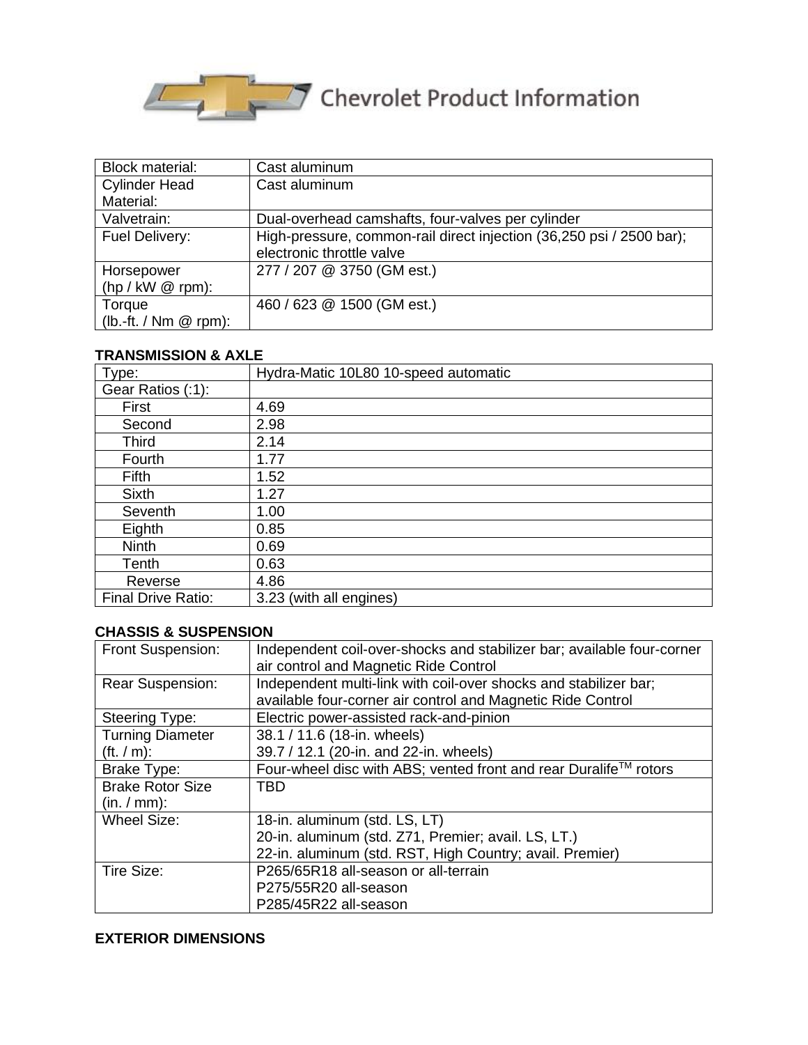| | |
|---|---|
| Block material: | Cast aluminum |
| Cylinder Head Material: | Cast aluminum |
| Valvetrain: | Dual-overhead camshafts, four-valves per cylinder |
| Fuel Delivery: | High-pressure, common-rail direct injection (36,250 psi / 2500 bar); electronic throttle valve |
| Horsepower (hp / kW @ rpm): | 277 / 207 @ 3750 (GM est.) |
| Torque (lb.-ft. / Nm @ rpm): | 460 / 623 @ 1500 (GM est.) |

**TRANSMISSION & AXLE**

| | |
|---|---|
| Type: | Hydra-Matic 10L80 10-speed automatic |
| Gear Ratios (:1): | |
| First | 4.69 |
| Second | 2.98 |
| Third | 2.14 |
| Fourth | 1.77 |
| Fifth | 1.52 |
| Sixth | 1.27 |
| Seventh | 1.00 |
| Eighth | 0.85 |
| Ninth | 0.69 |
| Tenth | 0.63 |
| Reverse | 4.86 |
| Final Drive Ratio: | 3.23 (with all engines) |

**CHASSIS & SUSPENSION**

| | |
|---|---|
| Front Suspension: | Independent coil-over-shocks and stabilizer bar; available four-corner air control and Magnetic Ride Control |
| Rear Suspension: | Independent multi-link with coil-over shocks and stabilizer bar; available four-corner air control and Magnetic Ride Control |
| Steering Type: | Electric power-assisted rack-and-pinion |
| Turning Diameter (ft. / m): | 38.1 / 11.6 (18-in. wheels)<br>39.7 / 12.1 (20-in. and 22-in. wheels) |
| Brake Type: | Four-wheel disc with ABS; vented front and rear Duralife™ rotors |
| Brake Rotor Size (in. / mm): | TBD |
| Wheel Size: | 18-in. aluminum (std. LS, LT)<br>20-in. aluminum (std. Z71, Premier; avail. LS, LT.)<br>22-in. aluminum (std. RST, High Country; avail. Premier) |
| Tire Size: | P265/65R18 all-season or all-terrain<br>P275/55R20 all-season<br>P285/45R22 all-season |

**EXTERIOR DIMENSIONS**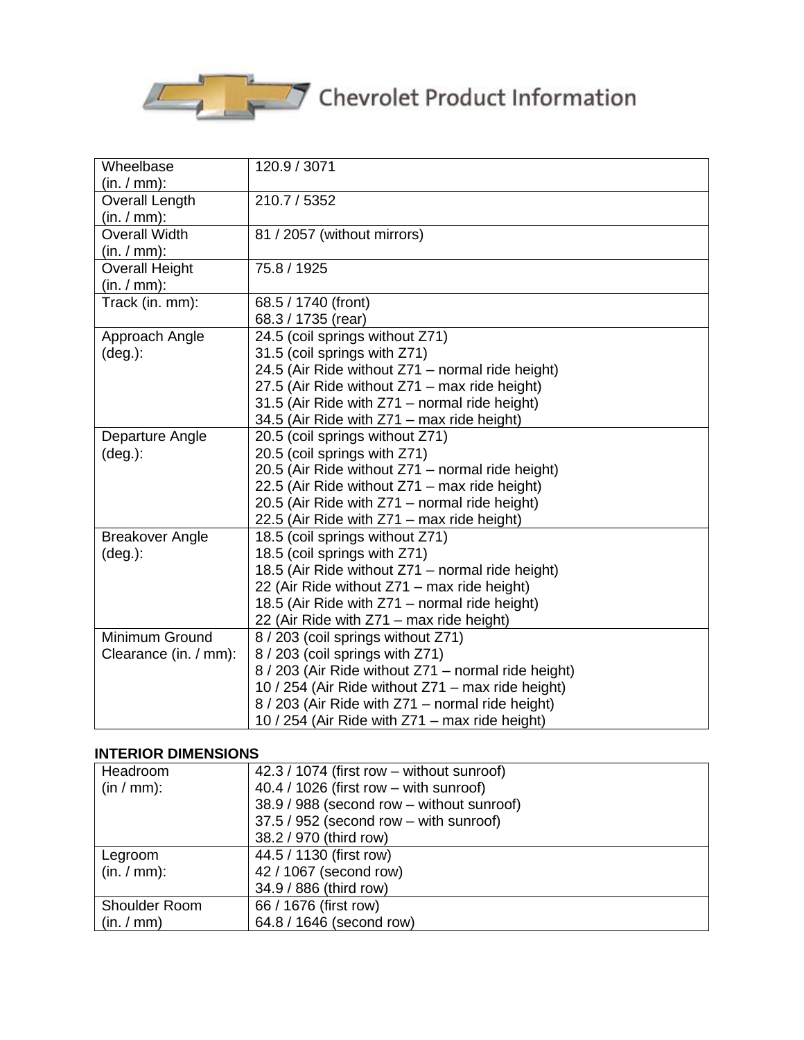| Wheelbase (in. / mm): | 120.9 / 3071 |
| --- | --- |
| Overall Length (in. / mm): | 210.7 / 5352 |
| Overall Width (in. / mm): | 81 / 2057 (without mirrors) |
| Overall Height (in. / mm): | 75.8 / 1925 |
| Track (in. mm): | 68.5 / 1740 (front)<br>68.3 / 1735 (rear) |
| Approach Angle (deg.): | 24.5 (coil springs without Z71)<br>31.5 (coil springs with Z71)<br>24.5 (Air Ride without Z71 – normal ride height)<br>27.5 (Air Ride without Z71 – max ride height)<br>31.5 (Air Ride with Z71 – normal ride height)<br>34.5 (Air Ride with Z71 – max ride height) |
| Departure Angle (deg.): | 20.5 (coil springs without Z71)<br>20.5 (coil springs with Z71)<br>20.5 (Air Ride without Z71 – normal ride height)<br>22.5 (Air Ride without Z71 – max ride height)<br>20.5 (Air Ride with Z71 – normal ride height)<br>22.5 (Air Ride with Z71 – max ride height) |
| Breakover Angle (deg.): | 18.5 (coil springs without Z71)<br>18.5 (coil springs with Z71)<br>18.5 (Air Ride without Z71 – normal ride height)<br>22 (Air Ride without Z71 – max ride height)<br>18.5 (Air Ride with Z71 – normal ride height)<br>22 (Air Ride with Z71 – max ride height) |
| Minimum Ground Clearance (in. / mm): | 8 / 203 (coil springs without Z71)<br>8 / 203 (coil springs with Z71)<br>8 / 203 (Air Ride without Z71 – normal ride height)<br>10 / 254 (Air Ride without Z71 – max ride height)<br>8 / 203 (Air Ride with Z71 – normal ride height)<br>10 / 254 (Air Ride with Z71 – max ride height) |

**INTERIOR DIMENSIONS**

| Headroom (in / mm): | 42.3 / 1074 (first row – without sunroof)<br>40.4 / 1026 (first row – with sunroof)<br>38.9 / 988 (second row – without sunroof)<br>37.5 / 952 (second row – with sunroof)<br>38.2 / 970 (third row) |
| --- | --- |
| Legroom (in. / mm): | 44.5 / 1130 (first row)<br>42 / 1067 (second row)<br>34.9 / 886 (third row) |
| Shoulder Room (in. / mm) | 66 / 1676 (first row)<br>64.8 / 1646 (second row) |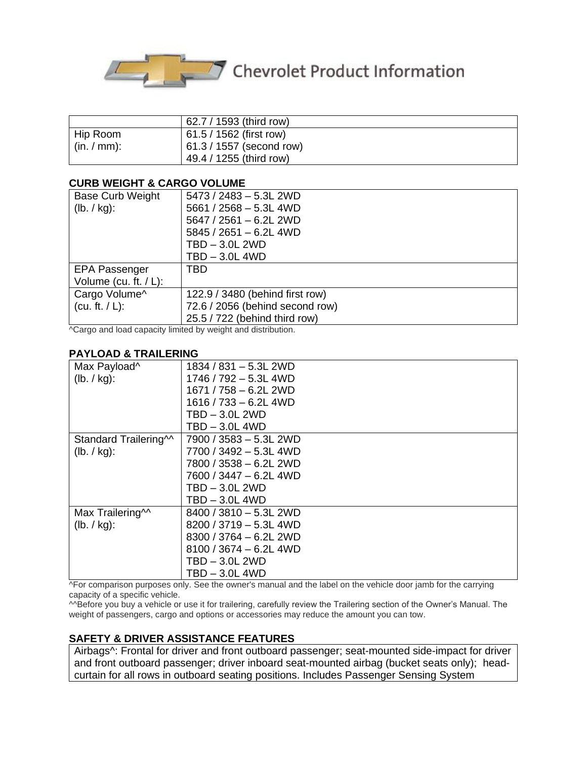| | |
|---|---|
| | 62.7 / 1593 (third row) |
| Hip Room (in. / mm): | 61.5 / 1562 (first row)<br>61.3 / 1557 (second row)<br>49.4 / 1255 (third row) |

**CURB WEIGHT & CARGO VOLUME**

| | |
|---|---|
| Base Curb Weight (lb. / kg): | 5473 / 2483 – 5.3L 2WD<br>5661 / 2568 – 5.3L 4WD<br>5647 / 2561 – 6.2L 2WD<br>5845 / 2651 – 6.2L 4WD<br>TBD – 3.0L 2WD<br>TBD – 3.0L 4WD |
| EPA Passenger Volume (cu. ft. / L): | TBD |
| Cargo Volume^ (cu. ft. / L): | 122.9 / 3480 (behind first row)<br>72.6 / 2056 (behind second row)<br>25.5 / 722 (behind third row) |

^Cargo and load capacity limited by weight and distribution.

**PAYLOAD & TRAILERING**

| | |
|---|---|
| Max Payload^ (lb. / kg): | 1834 / 831 – 5.3L 2WD<br>1746 / 792 – 5.3L 4WD<br>1671 / 758 – 6.2L 2WD<br>1616 / 733 – 6.2L 4WD<br>TBD – 3.0L 2WD<br>TBD – 3.0L 4WD |
| Standard Trailering^^ (lb. / kg): | 7900 / 3583 – 5.3L 2WD<br>7700 / 3492 – 5.3L 4WD<br>7800 / 3538 – 6.2L 2WD<br>7600 / 3447 – 6.2L 4WD<br>TBD – 3.0L 2WD<br>TBD – 3.0L 4WD |
| Max Trailering^^ (lb. / kg): | 8400 / 3810 – 5.3L 2WD<br>8200 / 3719 – 5.3L 4WD<br>8300 / 3764 – 6.2L 2WD<br>8100 / 3674 – 6.2L 4WD<br>TBD – 3.0L 2WD<br>TBD – 3.0L 4WD |

^For comparison purposes only. See the owner's manual and the label on the vehicle door jamb for the carrying capacity of a specific vehicle.

^^Before you buy a vehicle or use it for trailering, carefully review the Trailering section of the Owner's Manual. The weight of passengers, cargo and options or accessories may reduce the amount you can tow.

**SAFETY & DRIVER ASSISTANCE FEATURES**

| |
|---|
| Airbags^: Frontal for driver and front outboard passenger; seat-mounted side-impact for driver and front outboard passenger; driver inboard seat-mounted airbag (bucket seats only); head-curtain for all rows in outboard seating positions. Includes Passenger Sensing System |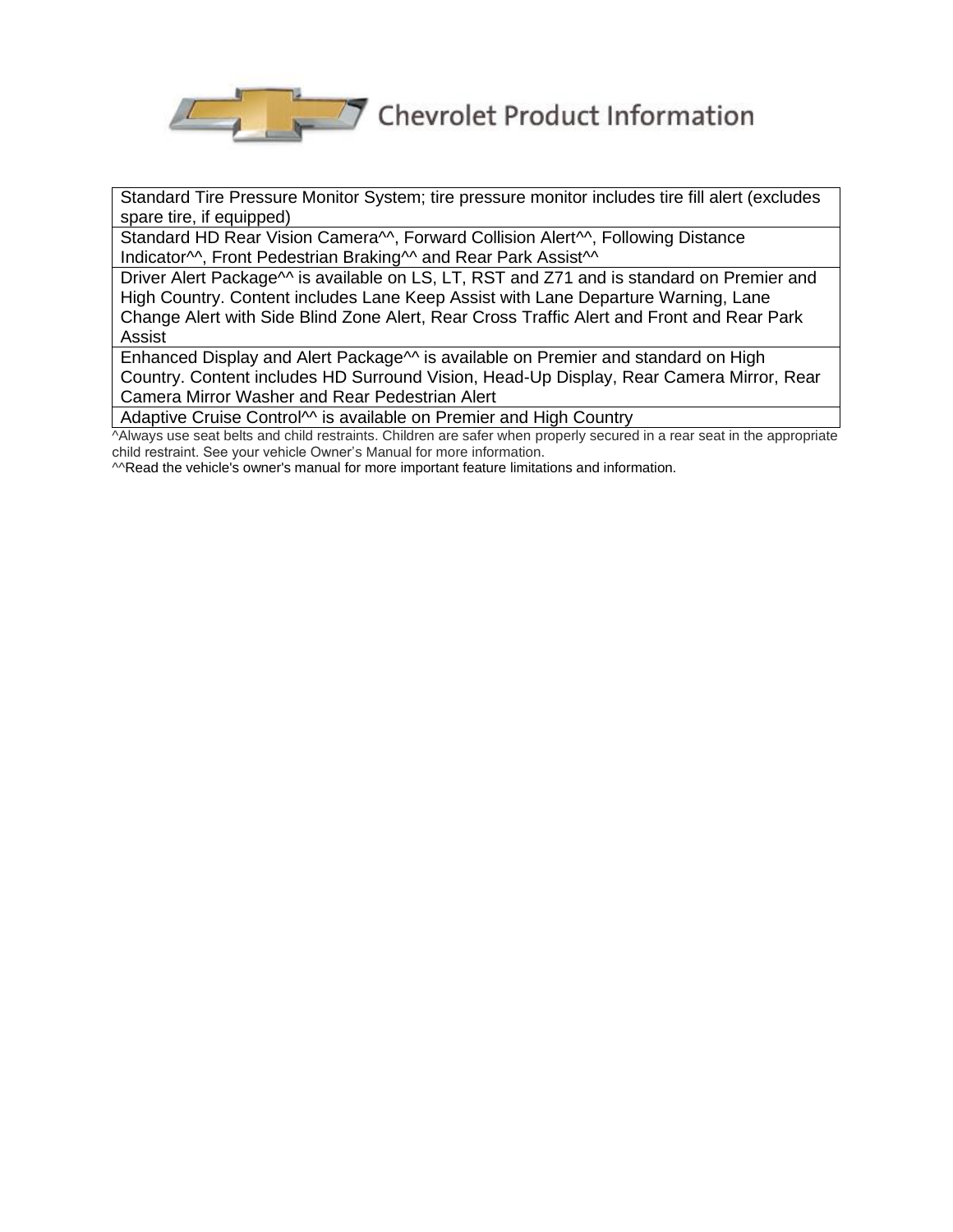| |
|---|
| Standard Tire Pressure Monitor System; tire pressure monitor includes tire fill alert (excludes spare tire, if equipped) |
| Standard HD Rear Vision Camera^^, Forward Collision Alert^^, Following Distance Indicator^^, Front Pedestrian Braking^^ and Rear Park Assist^^ |
| Driver Alert Package^^ is available on LS, LT, RST and Z71 and is standard on Premier and High Country. Content includes Lane Keep Assist with Lane Departure Warning, Lane Change Alert with Side Blind Zone Alert, Rear Cross Traffic Alert and Front and Rear Park Assist |
| Enhanced Display and Alert Package^^ is available on Premier and standard on High Country. Content includes HD Surround Vision, Head-Up Display, Rear Camera Mirror, Rear Camera Mirror Washer and Rear Pedestrian Alert |
| Adaptive Cruise Control^^ is available on Premier and High Country |

^Always use seat belts and child restraints. Children are safer when properly secured in a rear seat in the appropriate child restraint. See your vehicle Owner's Manual for more information.

^^Read the vehicle's owner's manual for more important feature limitations and information.